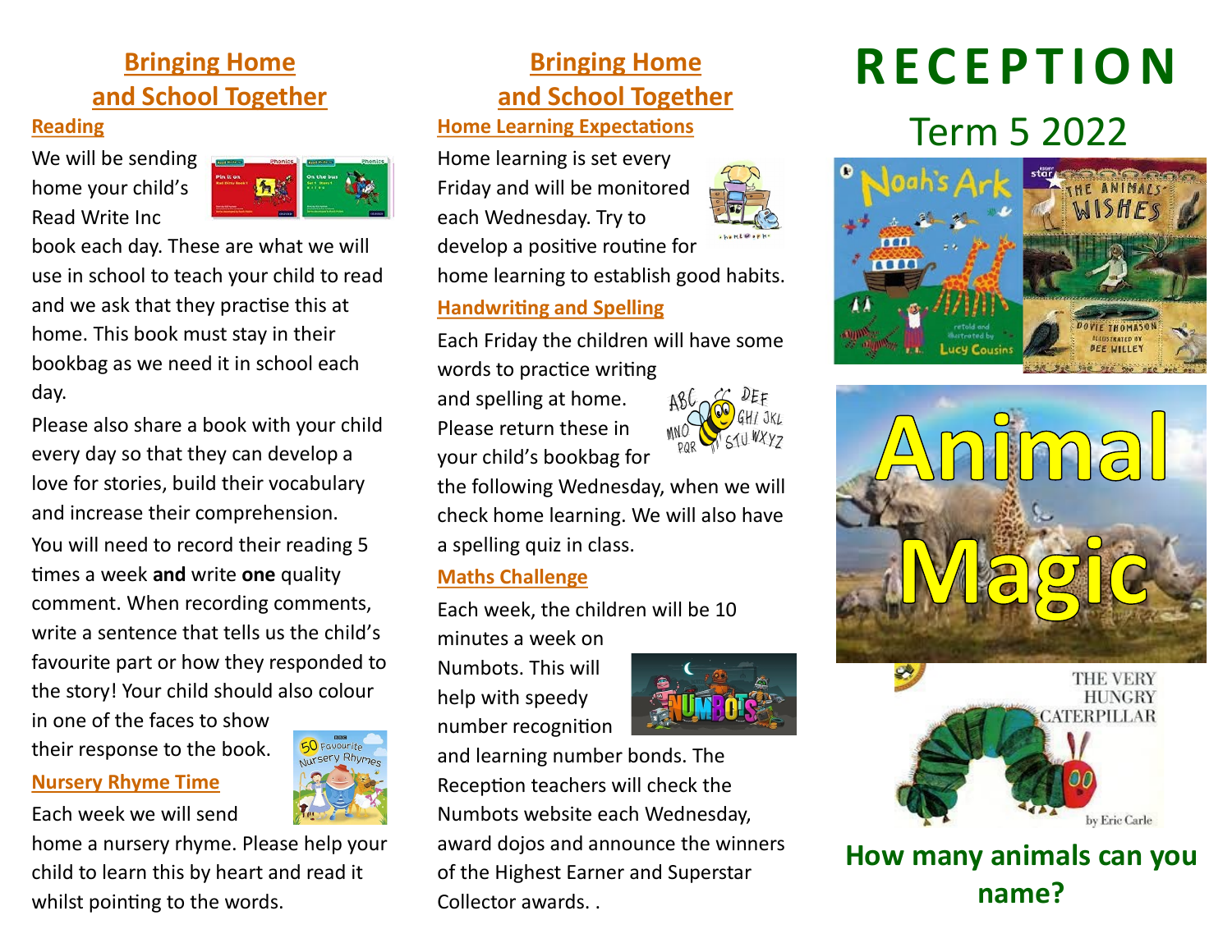## Bringing Home and School Together

### Reading

We will be sending home your child's Read Write Inc book each day. These are what we will use in school to teach your child to read and we ask that they practise this at home. This book must stay in their bookbag as we need it in school each day.

Please also share a book with your child every day so that they can develop a love for stories, build their vocabulary and increase their comprehension.

You will need to record their reading 5 times a week **and** write **one** quality comment. When recording comments, write a sentence that tells us the child's favourite part or how they responded to the story! Your child should also colour in one of the faces to show their response to the book.

### Nursery Rhyme Time

Each week we will send home a nursery rhyme. Please help your child to learn this by heart and read it whilst pointing to the words.

## Bringing Home and School Together

### Home Learning Expectations

Home learning is set every Friday and will be monitored each Wednesday. Try to develop a positive routine for home learning to establish good habits.

### Handwriting and Spelling

Each Friday the children will have some words to practice writing and spelling at home. Please return these in your child's bookbag for the following Wednesday, when we will check home learning. We will also have a spelling quiz in class.

### Maths Challenge

Each week, the children will be 10 minutes a week on Numbots. This will help with speedy number recognition and learning number bonds. The Reception teachers will check the Numbots website each Wednesday, award dojos and announce the winners of the Highest Earner and Superstar Collector awards. .

# RECEPTION

## Term 5 2022

# Animal Magic

**How many animals can you name?**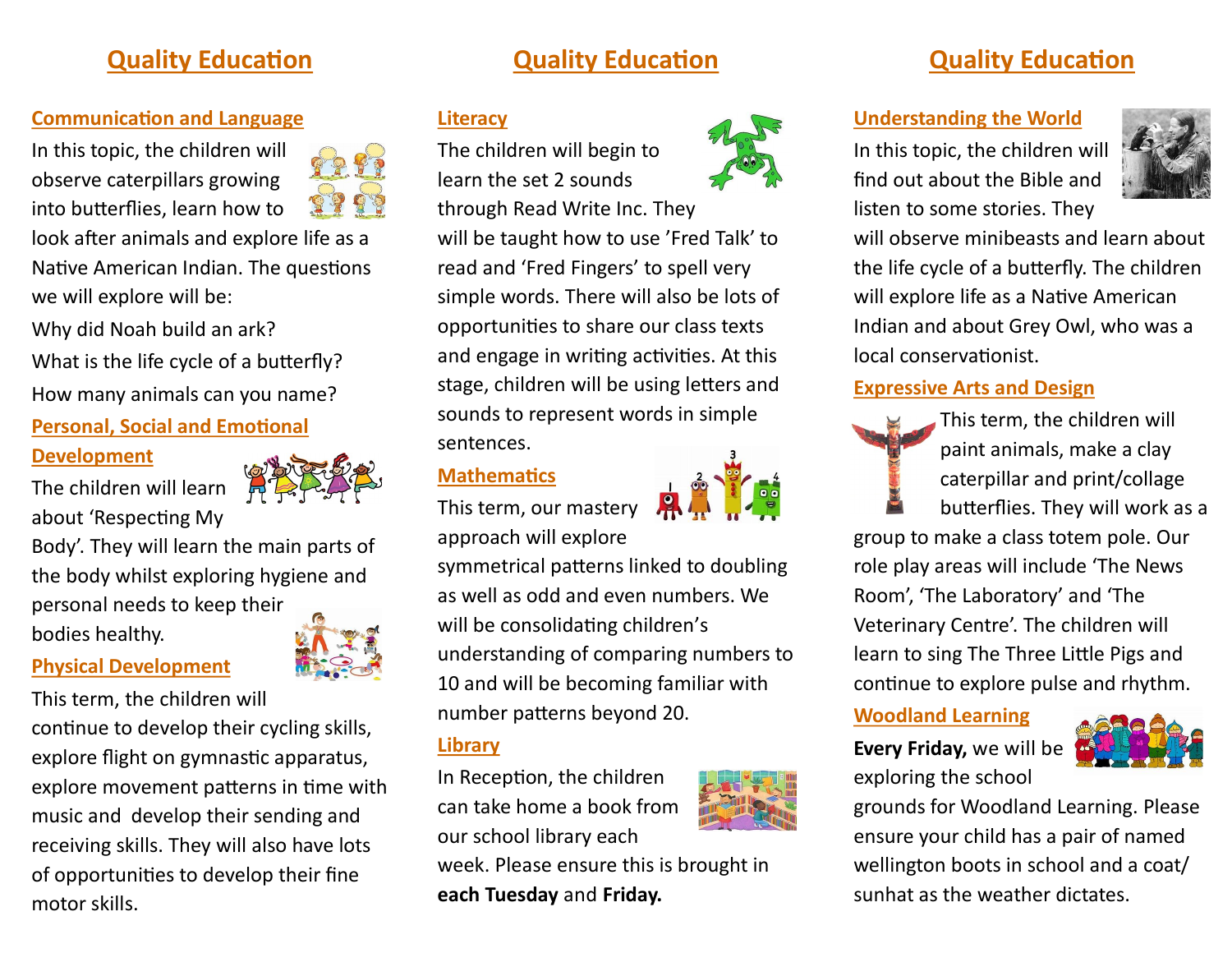# Quality Education

## Communication and Language

In this topic, the children will observe caterpillars growing into butterflies, learn how to look after animals and explore life as a Native American Indian. The questions we will explore will be:

Why did Noah build an ark?

What is the life cycle of a butterfly?

How many animals can you name?

## Personal, Social and Emotional Development

The children will learn about 'Respecting My Body'. They will learn the main parts of the body whilst exploring hygiene and personal needs to keep their bodies healthy.

## Physical Development

This term, the children will continue to develop their cycling skills, explore flight on gymnastic apparatus, explore movement patterns in time with music and develop their sending and receiving skills. They will also have lots of opportunities to develop their fine motor skills.

# Quality Education

## Literacy

The children will begin to learn the set 2 sounds through Read Write Inc. They will be taught how to use 'Fred Talk' to read and 'Fred Fingers' to spell very simple words. There will also be lots of opportunities to share our class texts and engage in writing activities. At this stage, children will be using letters and sounds to represent words in simple sentences.

## Mathematics

This term, our mastery approach will explore symmetrical patterns linked to doubling as well as odd and even numbers. We will be consolidating children's understanding of comparing numbers to 10 and will be becoming familiar with number patterns beyond 20.

## Library

In Reception, the children can take home a book from our school library each week. Please ensure this is brought in **each Tuesday** and **Friday.**

# Quality Education

## Understanding the World

In this topic, the children will find out about the Bible and listen to some stories. They will observe minibeasts and learn about the life cycle of a butterfly. The children will explore life as a Native American Indian and about Grey Owl, who was a local conservationist.

## Expressive Arts and Design

This term, the children will paint animals, make a clay caterpillar and print/collage butterflies. They will work as a group to make a class totem pole. Our role play areas will include 'The News Room', 'The Laboratory' and 'The Veterinary Centre'. The children will learn to sing The Three Little Pigs and continue to explore pulse and rhythm.

## Woodland Learning

**Every Friday,** we will be exploring the school grounds for Woodland Learning. Please ensure your child has a pair of named wellington boots in school and a coat/ sunhat as the weather dictates.